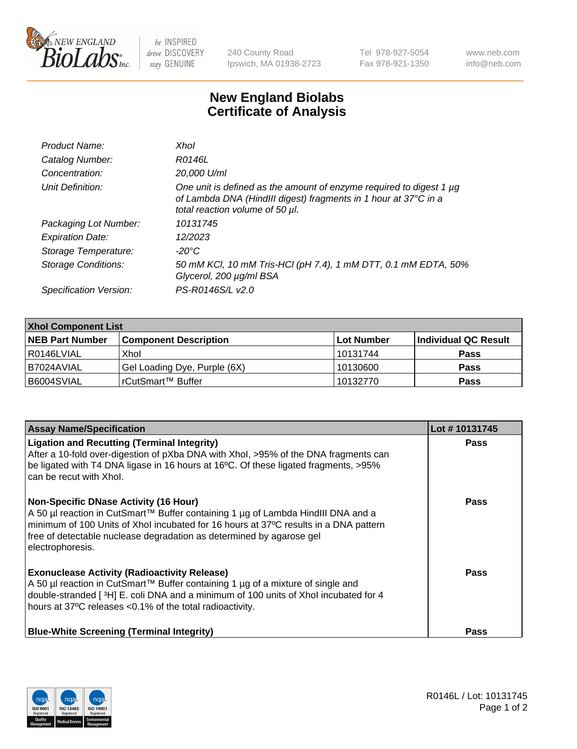# New England Biolabs
# Certificate of Analysis

| | |
|---|---|
| *Product Name:* | *XhoI* |
| *Catalog Number:* | *R0146L* |
| *Concentration:* | *20,000 U/ml* |
| *Unit Definition:* | *One unit is defined as the amount of enzyme required to digest 1 µg of Lambda DNA (HindIII digest) fragments in 1 hour at 37°C in a total reaction volume of 50 µl.* |
| *Packaging Lot Number:* | *10131745* |
| *Expiration Date:* | *12/2023* |
| *Storage Temperature:* | *-20°C* |
| *Storage Conditions:* | *50 mM KCl, 10 mM Tris-HCl (pH 7.4), 1 mM DTT, 0.1 mM EDTA, 50% Glycerol, 200 µg/ml BSA* |
| *Specification Version:* | *PS-R0146S/L v2.0* |

| XhoI Component List | | | |
|---|---|---|---|
| **NEB Part Number** | **Component Description** | **Lot Number** | **Individual QC Result** |
| R0146LVIAL | XhoI | 10131744 | **Pass** |
| B7024AVIAL | Gel Loading Dye, Purple (6X) | 10130600 | **Pass** |
| B6004SVIAL | rCutSmart™ Buffer | 10132770 | **Pass** |

| Assay Name/Specification | Lot # 10131745 |
|---|---|
| **Ligation and Recutting (Terminal Integrity)**<br>After a 10-fold over-digestion of pXba DNA with XhoI, >95% of the DNA fragments can be ligated with T4 DNA ligase in 16 hours at 16ºC. Of these ligated fragments, >95% can be recut with XhoI. | **Pass** |
| **Non-Specific DNase Activity (16 Hour)**<br>A 50 µl reaction in CutSmart™ Buffer containing 1 µg of Lambda HindIII DNA and a minimum of 100 Units of XhoI incubated for 16 hours at 37ºC results in a DNA pattern free of detectable nuclease degradation as determined by agarose gel electrophoresis. | **Pass** |
| **Exonuclease Activity (Radioactivity Release)**<br>A 50 µl reaction in CutSmart™ Buffer containing 1 µg of a mixture of single and double-stranded [ $^3$H] E. coli DNA and a minimum of 100 units of XhoI incubated for 4 hours at 37ºC releases <0.1% of the total radioactivity. | **Pass** |
| **Blue-White Screening (Terminal Integrity)** | **Pass** |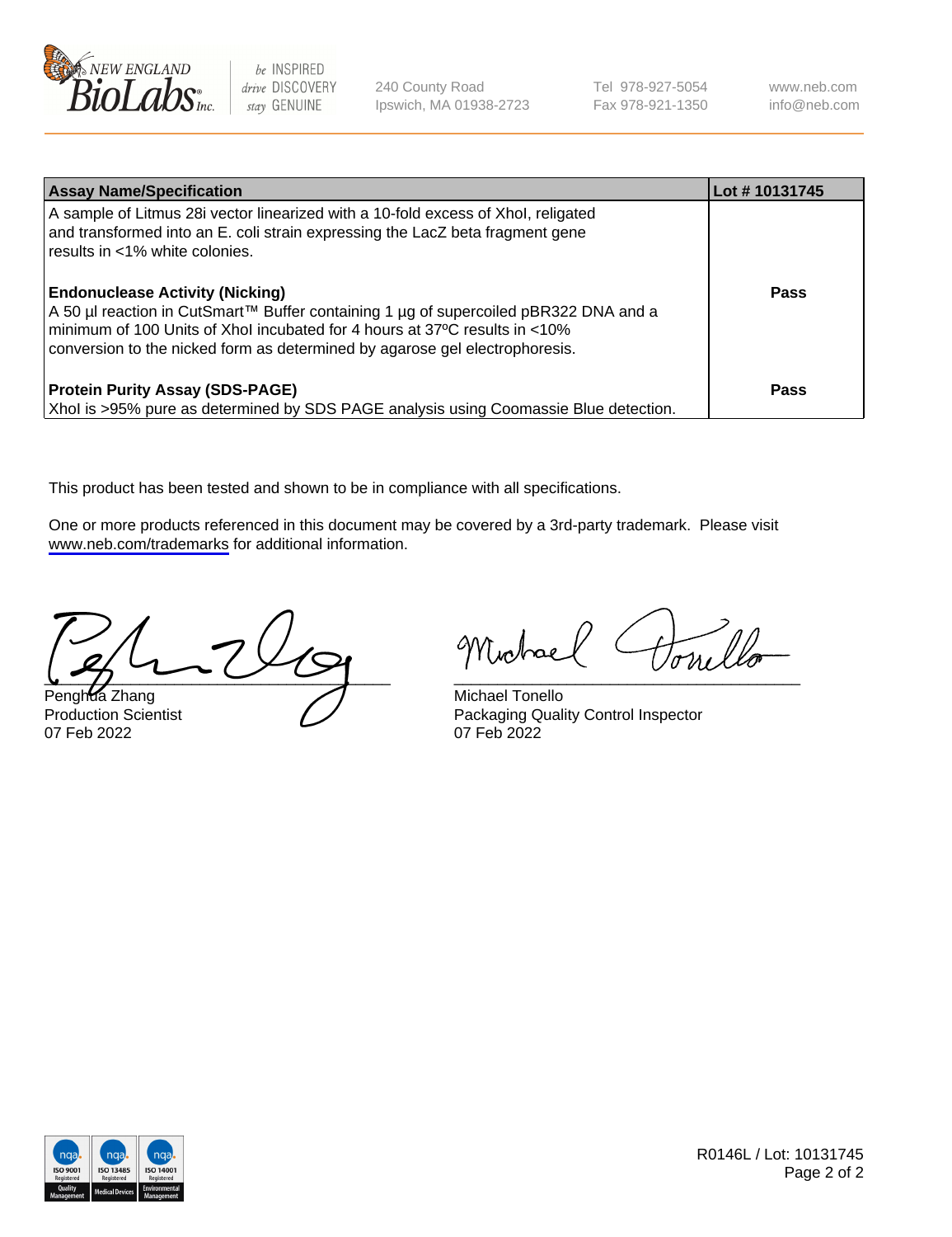240 County Road
Ipswich, MA 01938-2723

Tel 978-927-5054
Fax 978-921-1350

www.neb.com
info@neb.com

| Assay Name/Specification | Lot # 10131745 |
| --- | --- |
| A sample of Litmus 28i vector linearized with a 10-fold excess of XhoI, religated and transformed into an E. coli strain expressing the LacZ beta fragment gene results in <1% white colonies. | |
| **Endonuclease Activity (Nicking)**<br>A 50 µl reaction in CutSmart™ Buffer containing 1 µg of supercoiled pBR322 DNA and a minimum of 100 Units of XhoI incubated for 4 hours at 37ºC results in <10% conversion to the nicked form as determined by agarose gel electrophoresis. | **Pass** |
| **Protein Purity Assay (SDS-PAGE)**<br>XhoI is >95% pure as determined by SDS PAGE analysis using Coomassie Blue detection. | **Pass** |

This product has been tested and shown to be in compliance with all specifications.

One or more products referenced in this document may be covered by a 3rd-party trademark. Please visit www.neb.com/trademarks for additional information.

Penghua Zhang
Production Scientist
07 Feb 2022

Michael Tonello
Packaging Quality Control Inspector
07 Feb 2022

R0146L / Lot: 10131745